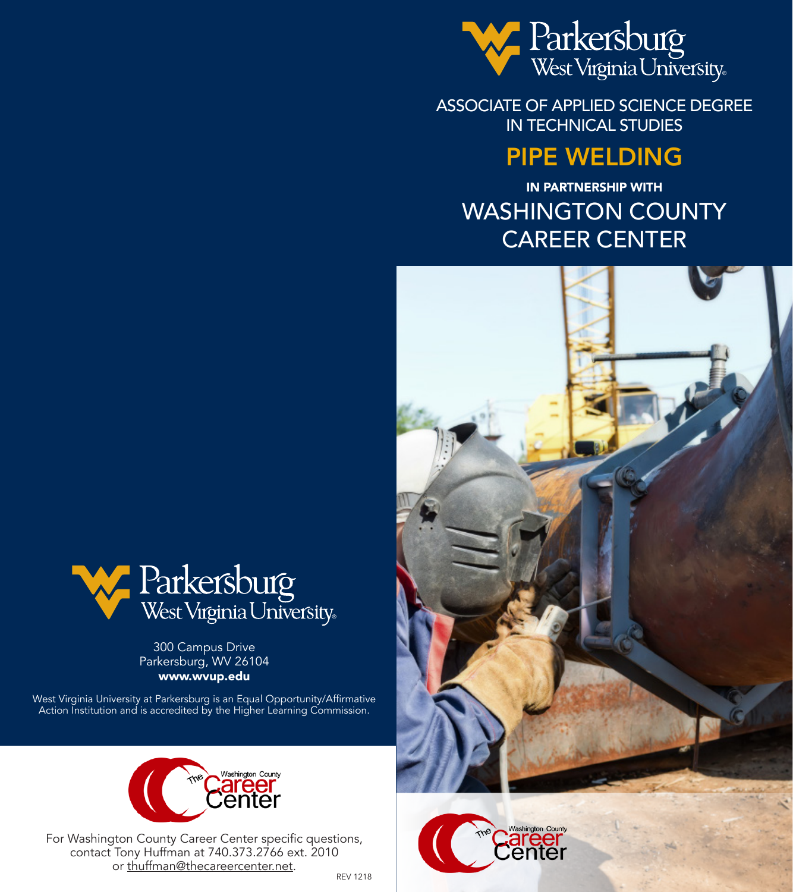Parkersburg West Virginia University

# ASSOCIATE OF APPLIED SCIENCE DEGREE IN TECHNICAL STUDIES

## PIPE WELDING

**IN PARTNERSHIP WITH**

## WASHINGTON COUNTY CAREER CENTER

The Washington County Career Center

Parkersburg West Virginia University

300 Campus Drive
Parkersburg, WV 26104
**www.wvup.edu**

West Virginia University at Parkersburg is an Equal Opportunity/Affirmative Action Institution and is accredited by the Higher Learning Commission.

The Washington County Career Center

For Washington County Career Center specific questions, contact Tony Huffman at 740.373.2766 ext. 2010 or thuffman@thecareercenter.net.

REV 1218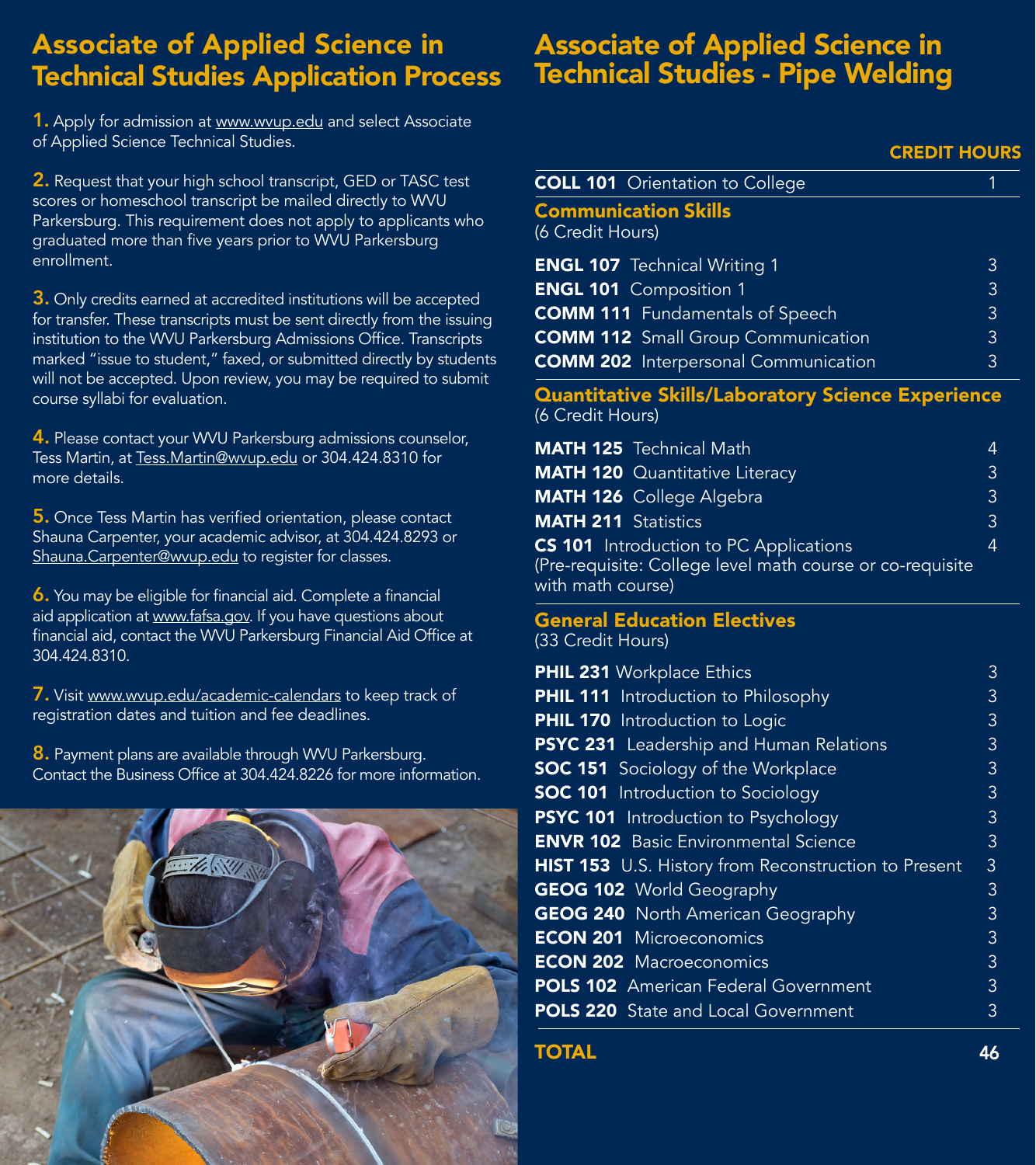## Associate of Applied Science in Technical Studies Application Process

**1.** Apply for admission at www.wvup.edu and select Associate of Applied Science Technical Studies.

**2.** Request that your high school transcript, GED or TASC test scores or homeschool transcript be mailed directly to WVU Parkersburg. This requirement does not apply to applicants who graduated more than five years prior to WVU Parkersburg enrollment.

**3.** Only credits earned at accredited institutions will be accepted for transfer. These transcripts must be sent directly from the issuing institution to the WVU Parkersburg Admissions Office. Transcripts marked "issue to student," faxed, or submitted directly by students will not be accepted. Upon review, you may be required to submit course syllabi for evaluation.

**4.** Please contact your WVU Parkersburg admissions counselor, Tess Martin, at Tess.Martin@wvup.edu or 304.424.8310 for more details.

**5.** Once Tess Martin has verified orientation, please contact Shauna Carpenter, your academic advisor, at 304.424.8293 or Shauna.Carpenter@wvup.edu to register for classes.

**6.** You may be eligible for financial aid. Complete a financial aid application at www.fafsa.gov. If you have questions about financial aid, contact the WVU Parkersburg Financial Aid Office at 304.424.8310.

**7.** Visit www.wvup.edu/academic-calendars to keep track of registration dates and tuition and fee deadlines.

**8.** Payment plans are available through WVU Parkersburg. Contact the Business Office at 304.424.8226 for more information.

## Associate of Applied Science in Technical Studies - Pipe Welding

| Course | CREDIT HOURS |
|---|---|
| **COLL 101** Orientation to College | 1 |
| **Communication Skills** (6 Credit Hours) | |
| **ENGL 107** Technical Writing 1 | 3 |
| **ENGL 101** Composition 1 | 3 |
| **COMM 111** Fundamentals of Speech | 3 |
| **COMM 112** Small Group Communication | 3 |
| **COMM 202** Interpersonal Communication | 3 |
| **Quantitative Skills/Laboratory Science Experience** (6 Credit Hours) | |
| **MATH 125** Technical Math | 4 |
| **MATH 120** Quantitative Literacy | 3 |
| **MATH 126** College Algebra | 3 |
| **MATH 211** Statistics | 3 |
| **CS 101** Introduction to PC Applications (Pre-requisite: College level math course or co-requisite with math course) | 4 |
| **General Education Electives** (33 Credit Hours) | |
| **PHIL 231** Workplace Ethics | 3 |
| **PHIL 111** Introduction to Philosophy | 3 |
| **PHIL 170** Introduction to Logic | 3 |
| **PSYC 231** Leadership and Human Relations | 3 |
| **SOC 151** Sociology of the Workplace | 3 |
| **SOC 101** Introduction to Sociology | 3 |
| **PSYC 101** Introduction to Psychology | 3 |
| **ENVR 102** Basic Environmental Science | 3 |
| **HIST 153** U.S. History from Reconstruction to Present | 3 |
| **GEOG 102** World Geography | 3 |
| **GEOG 240** North American Geography | 3 |
| **ECON 201** Microeconomics | 3 |
| **ECON 202** Macroeconomics | 3 |
| **POLS 102** American Federal Government | 3 |
| **POLS 220** State and Local Government | 3 |
| **TOTAL** | **46** |